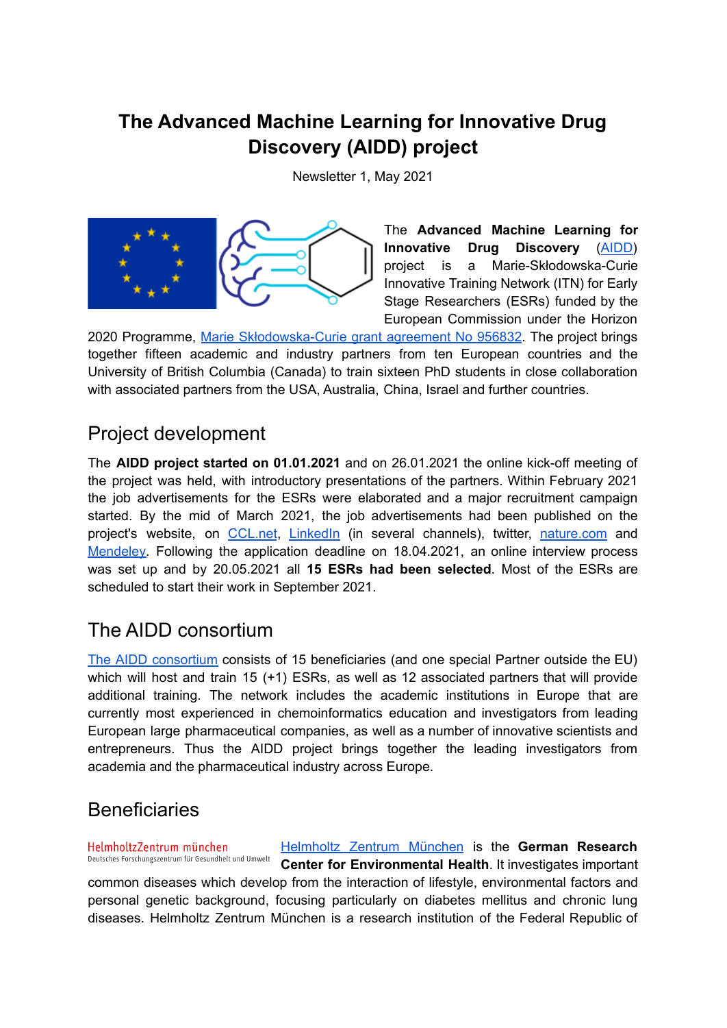# The Advanced Machine Learning for Innovative Drug Discovery (AIDD) project

Newsletter 1, May 2021

The **Advanced Machine Learning for Innovative Drug Discovery** (AIDD) project is a Marie-Skłodowska-Curie Innovative Training Network (ITN) for Early Stage Researchers (ESRs) funded by the European Commission under the Horizon 2020 Programme, Marie Skłodowska-Curie grant agreement No 956832. The project brings together fifteen academic and industry partners from ten European countries and the University of British Columbia (Canada) to train sixteen PhD students in close collaboration with associated partners from the USA, Australia, China, Israel and further countries.

## Project development

The **AIDD project started on 01.01.2021** and on 26.01.2021 the online kick-off meeting of the project was held, with introductory presentations of the partners. Within February 2021 the job advertisements for the ESRs were elaborated and a major recruitment campaign started. By the mid of March 2021, the job advertisements had been published on the project's website, on CCL.net, LinkedIn (in several channels), twitter, nature.com and Mendeley. Following the application deadline on 18.04.2021, an online interview process was set up and by 20.05.2021 all **15 ESRs had been selected**. Most of the ESRs are scheduled to start their work in September 2021.

## The AIDD consortium

The AIDD consortium consists of 15 beneficiaries (and one special Partner outside the EU) which will host and train 15 (+1) ESRs, as well as 12 associated partners that will provide additional training. The network includes the academic institutions in Europe that are currently most experienced in chemoinformatics education and investigators from leading European large pharmaceutical companies, as well as a number of innovative scientists and entrepreneurs. Thus the AIDD project brings together the leading investigators from academia and the pharmaceutical industry across Europe.

## Beneficiaries

HelmholtzZentrum münchen
Deutsches Forschungszentrum für Gesundheit und Umwelt

Helmholtz Zentrum München is the **German Research Center for Environmental Health**. It investigates important common diseases which develop from the interaction of lifestyle, environmental factors and personal genetic background, focusing particularly on diabetes mellitus and chronic lung diseases. Helmholtz Zentrum München is a research institution of the Federal Republic of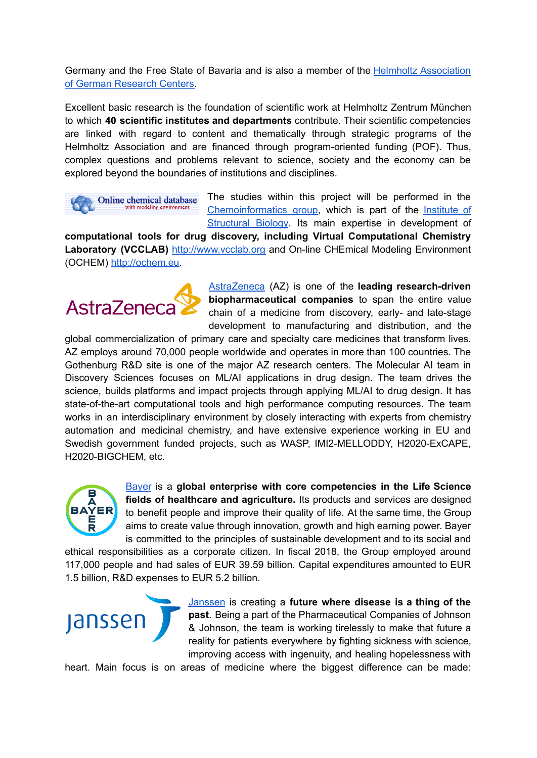Germany and the Free State of Bavaria and is also a member of the [Helmholtz Association of German Research Centers](#).

Excellent basic research is the foundation of scientific work at Helmholtz Zentrum München to which **40 scientific institutes and departments** contribute. Their scientific competencies are linked with regard to content and thematically through strategic programs of the Helmholtz Association and are financed through program-oriented funding (POF). Thus, complex questions and problems relevant to science, society and the economy can be explored beyond the boundaries of institutions and disciplines.

The studies within this project will be performed in the [Chemoinformatics group](#), which is part of the [Institute of Structural Biology](#). Its main expertise in development of **computational tools for drug discovery, including Virtual Computational Chemistry Laboratory (VCCLAB)** [http://www.vcclab.org](http://www.vcclab.org) and On-line CHEmical Modeling Environment (OCHEM) [http://ochem.eu](http://ochem.eu).

[AstraZeneca](#) (AZ) is one of the **leading research-driven biopharmaceutical companies** to span the entire value chain of a medicine from discovery, early- and late-stage development to manufacturing and distribution, and the global commercialization of primary care and specialty care medicines that transform lives. AZ employs around 70,000 people worldwide and operates in more than 100 countries. The Gothenburg R&D site is one of the major AZ research centers. The Molecular AI team in Discovery Sciences focuses on ML/AI applications in drug design. The team drives the science, builds platforms and impact projects through applying ML/AI to drug design. It has state-of-the-art computational tools and high performance computing resources. The team works in an interdisciplinary environment by closely interacting with experts from chemistry automation and medicinal chemistry, and have extensive experience working in EU and Swedish government funded projects, such as WASP, IMI2-MELLODDY, H2020-ExCAPE, H2020-BIGCHEM, etc.

[Bayer](#) is a **global enterprise with core competencies in the Life Science fields of healthcare and agriculture.** Its products and services are designed to benefit people and improve their quality of life. At the same time, the Group aims to create value through innovation, growth and high earning power. Bayer is committed to the principles of sustainable development and to its social and ethical responsibilities as a corporate citizen. In fiscal 2018, the Group employed around 117,000 people and had sales of EUR 39.59 billion. Capital expenditures amounted to EUR 1.5 billion, R&D expenses to EUR 5.2 billion.

[Janssen](#) is creating a **future where disease is a thing of the past**. Being a part of the Pharmaceutical Companies of Johnson & Johnson, the team is working tirelessly to make that future a reality for patients everywhere by fighting sickness with science, improving access with ingenuity, and healing hopelessness with heart. Main focus is on areas of medicine where the biggest difference can be made: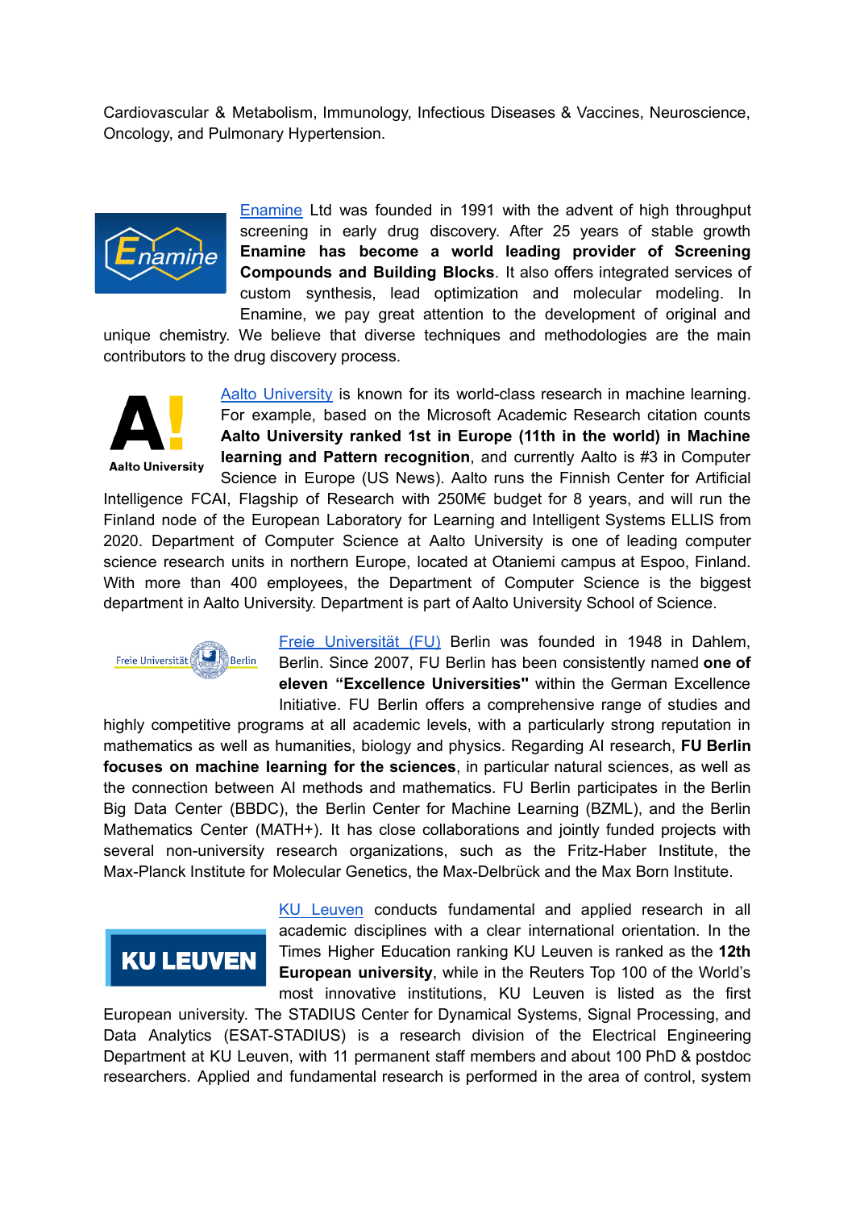Cardiovascular & Metabolism, Immunology, Infectious Diseases & Vaccines, Neuroscience, Oncology, and Pulmonary Hypertension.

[Enamine](#) Ltd was founded in 1991 with the advent of high throughput screening in early drug discovery. After 25 years of stable growth **Enamine has become a world leading provider of Screening Compounds and Building Blocks**. It also offers integrated services of custom synthesis, lead optimization and molecular modeling. In Enamine, we pay great attention to the development of original and unique chemistry. We believe that diverse techniques and methodologies are the main contributors to the drug discovery process.

[Aalto University](#) is known for its world-class research in machine learning. For example, based on the Microsoft Academic Research citation counts **Aalto University ranked 1st in Europe (11th in the world) in Machine learning and Pattern recognition**, and currently Aalto is #3 in Computer Science in Europe (US News). Aalto runs the Finnish Center for Artificial Intelligence FCAI, Flagship of Research with 250M€ budget for 8 years, and will run the Finland node of the European Laboratory for Learning and Intelligent Systems ELLIS from 2020. Department of Computer Science at Aalto University is one of leading computer science research units in northern Europe, located at Otaniemi campus at Espoo, Finland. With more than 400 employees, the Department of Computer Science is the biggest department in Aalto University. Department is part of Aalto University School of Science.

[Freie Universität (FU)](#) Berlin was founded in 1948 in Dahlem, Berlin. Since 2007, FU Berlin has been consistently named **one of eleven "Excellence Universities"** within the German Excellence Initiative. FU Berlin offers a comprehensive range of studies and highly competitive programs at all academic levels, with a particularly strong reputation in mathematics as well as humanities, biology and physics. Regarding AI research, **FU Berlin focuses on machine learning for the sciences**, in particular natural sciences, as well as the connection between AI methods and mathematics. FU Berlin participates in the Berlin Big Data Center (BBDC), the Berlin Center for Machine Learning (BZML), and the Berlin Mathematics Center (MATH+). It has close collaborations and jointly funded projects with several non-university research organizations, such as the Fritz-Haber Institute, the Max-Planck Institute for Molecular Genetics, the Max-Delbrück and the Max Born Institute.

[KU Leuven](#) conducts fundamental and applied research in all academic disciplines with a clear international orientation. In the Times Higher Education ranking KU Leuven is ranked as the **12th European university**, while in the Reuters Top 100 of the World's most innovative institutions, KU Leuven is listed as the first European university. The STADIUS Center for Dynamical Systems, Signal Processing, and Data Analytics (ESAT-STADIUS) is a research division of the Electrical Engineering Department at KU Leuven, with 11 permanent staff members and about 100 PhD & postdoc researchers. Applied and fundamental research is performed in the area of control, system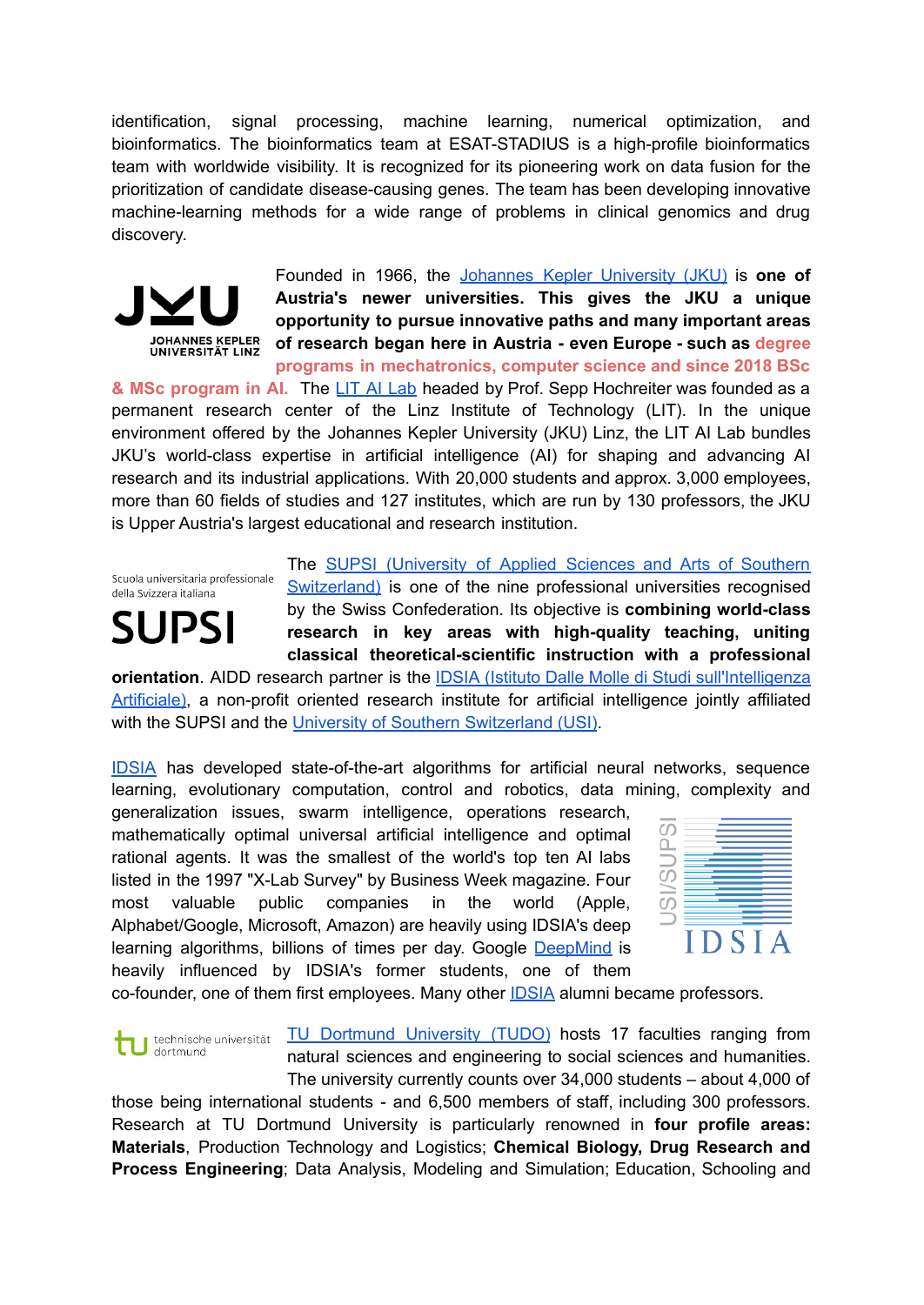identification, signal processing, machine learning, numerical optimization, and bioinformatics. The bioinformatics team at ESAT-STADIUS is a high-profile bioinformatics team with worldwide visibility. It is recognized for its pioneering work on data fusion for the prioritization of candidate disease-causing genes. The team has been developing innovative machine-learning methods for a wide range of problems in clinical genomics and drug discovery.

Founded in 1966, the Johannes Kepler University (JKU) is **one of Austria's newer universities. This gives the JKU a unique opportunity to pursue innovative paths and many important areas of research began here in Austria - even Europe - such as degree programs in mechatronics, computer science and since 2018 BSc & MSc program in AI.** The LIT AI Lab headed by Prof. Sepp Hochreiter was founded as a permanent research center of the Linz Institute of Technology (LIT). In the unique environment offered by the Johannes Kepler University (JKU) Linz, the LIT AI Lab bundles JKU's world-class expertise in artificial intelligence (AI) for shaping and advancing AI research and its industrial applications. With 20,000 students and approx. 3,000 employees, more than 60 fields of studies and 127 institutes, which are run by 130 professors, the JKU is Upper Austria's largest educational and research institution.

The SUPSI (University of Applied Sciences and Arts of Southern Switzerland) is one of the nine professional universities recognised by the Swiss Confederation. Its objective is **combining world-class research in key areas with high-quality teaching, uniting classical theoretical-scientific instruction with a professional orientation**. AIDD research partner is the IDSIA (Istituto Dalle Molle di Studi sull'Intelligenza Artificiale), a non-profit oriented research institute for artificial intelligence jointly affiliated with the SUPSI and the University of Southern Switzerland (USI).

IDSIA has developed state-of-the-art algorithms for artificial neural networks, sequence learning, evolutionary computation, control and robotics, data mining, complexity and generalization issues, swarm intelligence, operations research, mathematically optimal universal artificial intelligence and optimal rational agents. It was the smallest of the world's top ten AI labs listed in the 1997 "X-Lab Survey" by Business Week magazine. Four most valuable public companies in the world (Apple, Alphabet/Google, Microsoft, Amazon) are heavily using IDSIA's deep learning algorithms, billions of times per day. Google DeepMind is heavily influenced by IDSIA's former students, one of them co-founder, one of them first employees. Many other IDSIA alumni became professors.

TU Dortmund University (TUDO) hosts 17 faculties ranging from natural sciences and engineering to social sciences and humanities. The university currently counts over 34,000 students – about 4,000 of those being international students - and 6,500 members of staff, including 300 professors. Research at TU Dortmund University is particularly renowned in **four profile areas: Materials**, Production Technology and Logistics; **Chemical Biology, Drug Research and Process Engineering**; Data Analysis, Modeling and Simulation; Education, Schooling and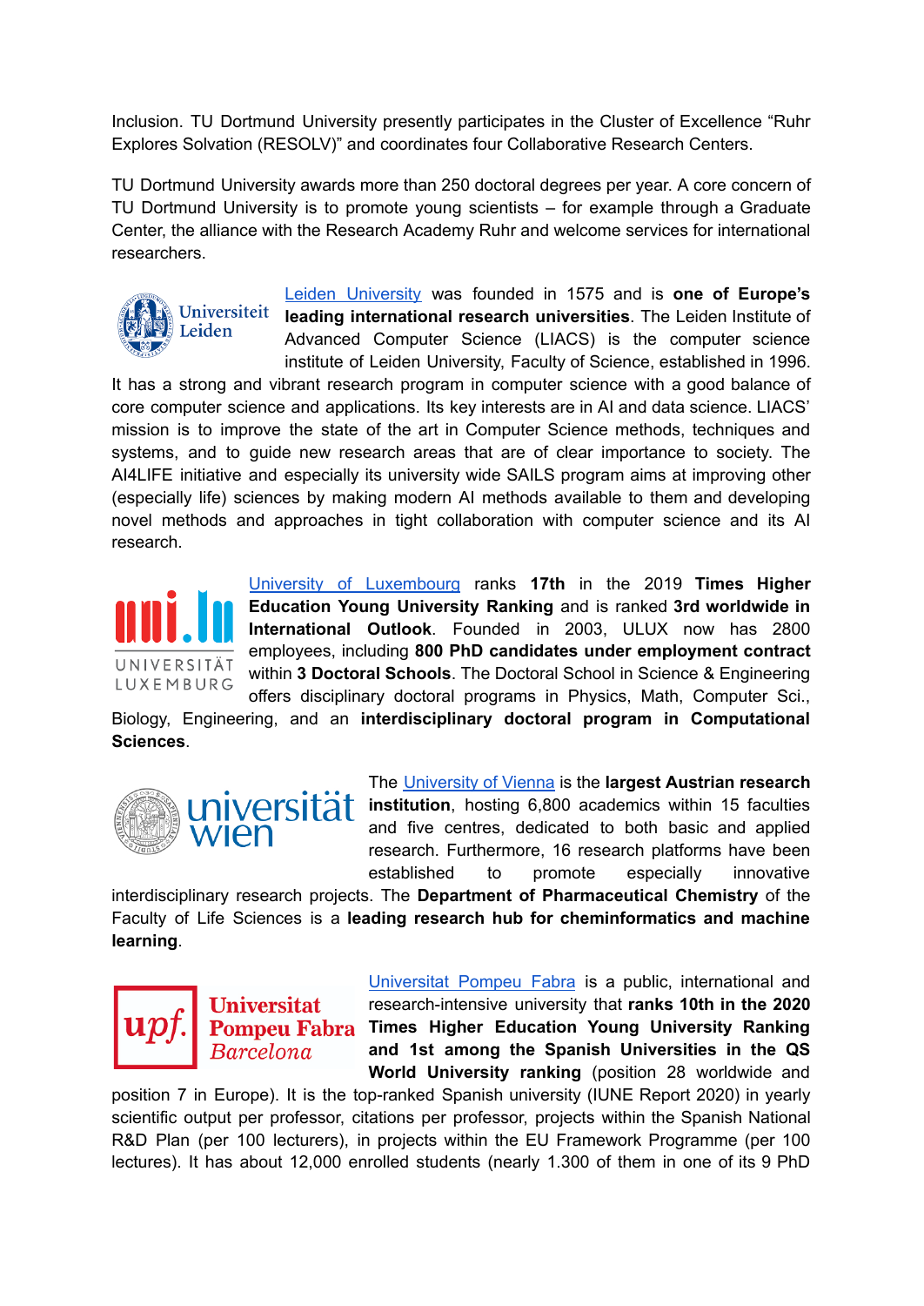Inclusion. TU Dortmund University presently participates in the Cluster of Excellence "Ruhr Explores Solvation (RESOLV)" and coordinates four Collaborative Research Centers.

TU Dortmund University awards more than 250 doctoral degrees per year. A core concern of TU Dortmund University is to promote young scientists – for example through a Graduate Center, the alliance with the Research Academy Ruhr and welcome services for international researchers.

Leiden University was founded in 1575 and is **one of Europe's leading international research universities**. The Leiden Institute of Advanced Computer Science (LIACS) is the computer science institute of Leiden University, Faculty of Science, established in 1996. It has a strong and vibrant research program in computer science with a good balance of core computer science and applications. Its key interests are in AI and data science. LIACS' mission is to improve the state of the art in Computer Science methods, techniques and systems, and to guide new research areas that are of clear importance to society. The AI4LIFE initiative and especially its university wide SAILS program aims at improving other (especially life) sciences by making modern AI methods available to them and developing novel methods and approaches in tight collaboration with computer science and its AI research.

University of Luxembourg ranks **17th** in the 2019 **Times Higher Education Young University Ranking** and is ranked **3rd worldwide in International Outlook**. Founded in 2003, ULUX now has 2800 employees, including **800 PhD candidates under employment contract** within **3 Doctoral Schools**. The Doctoral School in Science & Engineering offers disciplinary doctoral programs in Physics, Math, Computer Sci., Biology, Engineering, and an **interdisciplinary doctoral program in Computational Sciences**.

The University of Vienna is the **largest Austrian research institution**, hosting 6,800 academics within 15 faculties and five centres, dedicated to both basic and applied research. Furthermore, 16 research platforms have been established to promote especially innovative interdisciplinary research projects. The **Department of Pharmaceutical Chemistry** of the Faculty of Life Sciences is a **leading research hub for cheminformatics and machine learning**.

Universitat Pompeu Fabra is a public, international and research-intensive university that **ranks 10th in the 2020 Times Higher Education Young University Ranking and 1st among the Spanish Universities in the QS World University ranking** (position 28 worldwide and position 7 in Europe). It is the top-ranked Spanish university (IUNE Report 2020) in yearly scientific output per professor, citations per professor, projects within the Spanish National R&D Plan (per 100 lecturers), in projects within the EU Framework Programme (per 100 lectures). It has about 12,000 enrolled students (nearly 1.300 of them in one of its 9 PhD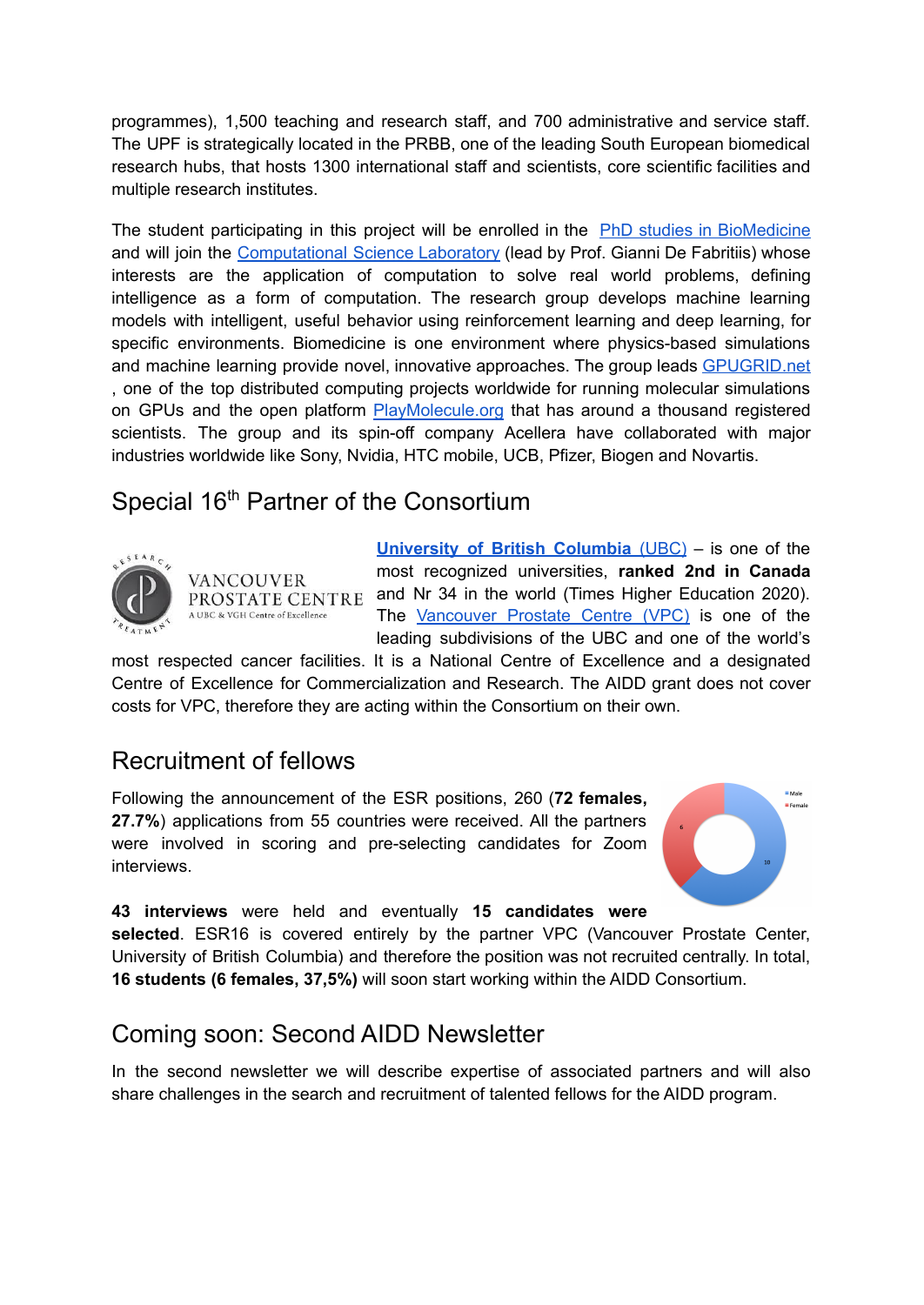programmes), 1,500 teaching and research staff, and 700 administrative and service staff. The UPF is strategically located in the PRBB, one of the leading South European biomedical research hubs, that hosts 1300 international staff and scientists, core scientific facilities and multiple research institutes.

The student participating in this project will be enrolled in the PhD studies in BioMedicine and will join the Computational Science Laboratory (lead by Prof. Gianni De Fabritiis) whose interests are the application of computation to solve real world problems, defining intelligence as a form of computation. The research group develops machine learning models with intelligent, useful behavior using reinforcement learning and deep learning, for specific environments. Biomedicine is one environment where physics-based simulations and machine learning provide novel, innovative approaches. The group leads GPUGRID.net , one of the top distributed computing projects worldwide for running molecular simulations on GPUs and the open platform PlayMolecule.org that has around a thousand registered scientists. The group and its spin-off company Acellera have collaborated with major industries worldwide like Sony, Nvidia, HTC mobile, UCB, Pfizer, Biogen and Novartis.

## Special 16th Partner of the Consortium

**University of British Columbia** (UBC) – is one of the most recognized universities, **ranked 2nd in Canada** and Nr 34 in the world (Times Higher Education 2020). The Vancouver Prostate Centre (VPC) is one of the leading subdivisions of the UBC and one of the world's most respected cancer facilities. It is a National Centre of Excellence and a designated Centre of Excellence for Commercialization and Research. The AIDD grant does not cover costs for VPC, therefore they are acting within the Consortium on their own.

## Recruitment of fellows

Following the announcement of the ESR positions, 260 (**72 females, 27.7%**) applications from 55 countries were received. All the partners were involved in scoring and pre-selecting candidates for Zoom interviews.

**43 interviews** were held and eventually **15 candidates were selected**. ESR16 is covered entirely by the partner VPC (Vancouver Prostate Center, University of British Columbia) and therefore the position was not recruited centrally. In total, **16 students (6 females, 37,5%)** will soon start working within the AIDD Consortium.

## Coming soon: Second AIDD Newsletter

In the second newsletter we will describe expertise of associated partners and will also share challenges in the search and recruitment of talented fellows for the AIDD program.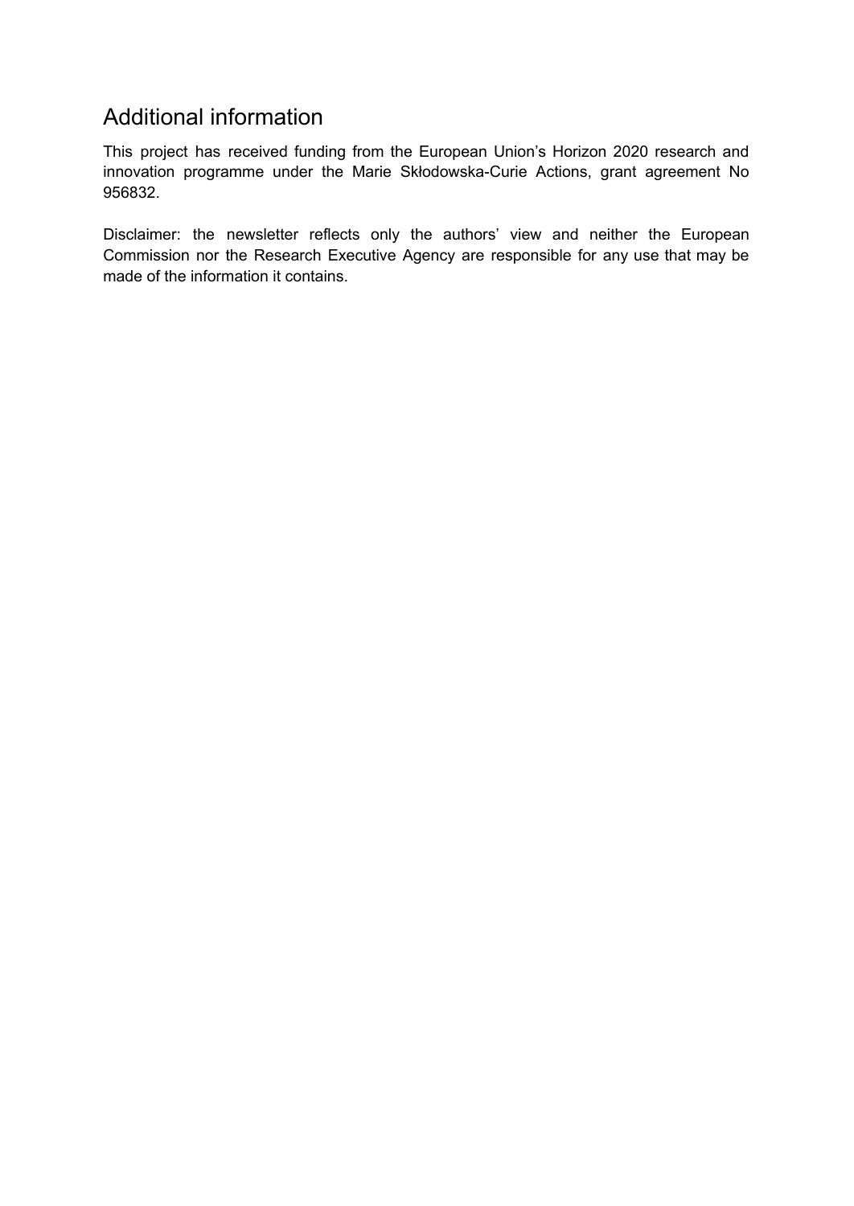## Additional information

This project has received funding from the European Union's Horizon 2020 research and innovation programme under the Marie Skłodowska-Curie Actions, grant agreement No 956832.

Disclaimer: the newsletter reflects only the authors' view and neither the European Commission nor the Research Executive Agency are responsible for any use that may be made of the information it contains.